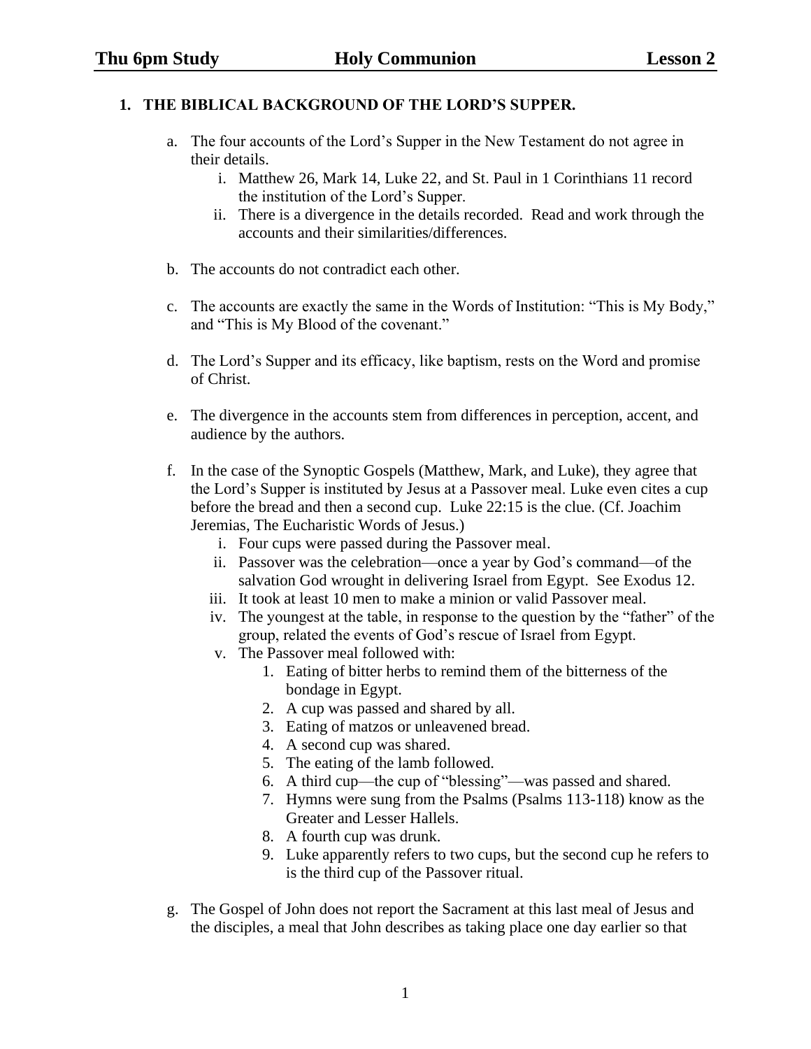**Thu 6pm Study** **Holy Communion** **Lesson 2**

## 1. THE BIBLICAL BACKGROUND OF THE LORD'S SUPPER.

a. The four accounts of the Lord's Supper in the New Testament do not agree in their details.
   i. Matthew 26, Mark 14, Luke 22, and St. Paul in 1 Corinthians 11 record the institution of the Lord's Supper.
   ii. There is a divergence in the details recorded. Read and work through the accounts and their similarities/differences.

b. The accounts do not contradict each other.

c. The accounts are exactly the same in the Words of Institution: "This is My Body," and "This is My Blood of the covenant."

d. The Lord's Supper and its efficacy, like baptism, rests on the Word and promise of Christ.

e. The divergence in the accounts stem from differences in perception, accent, and audience by the authors.

f. In the case of the Synoptic Gospels (Matthew, Mark, and Luke), they agree that the Lord's Supper is instituted by Jesus at a Passover meal. Luke even cites a cup before the bread and then a second cup. Luke 22:15 is the clue. (Cf. Joachim Jeremias, The Eucharistic Words of Jesus.)
   i. Four cups were passed during the Passover meal.
   ii. Passover was the celebration—once a year by God's command—of the salvation God wrought in delivering Israel from Egypt. See Exodus 12.
   iii. It took at least 10 men to make a minion or valid Passover meal.
   iv. The youngest at the table, in response to the question by the "father" of the group, related the events of God's rescue of Israel from Egypt.
   v. The Passover meal followed with:
      1. Eating of bitter herbs to remind them of the bitterness of the bondage in Egypt.
      2. A cup was passed and shared by all.
      3. Eating of matzos or unleavened bread.
      4. A second cup was shared.
      5. The eating of the lamb followed.
      6. A third cup—the cup of "blessing"—was passed and shared.
      7. Hymns were sung from the Psalms (Psalms 113-118) know as the Greater and Lesser Hallels.
      8. A fourth cup was drunk.
      9. Luke apparently refers to two cups, but the second cup he refers to is the third cup of the Passover ritual.

g. The Gospel of John does not report the Sacrament at this last meal of Jesus and the disciples, a meal that John describes as taking place one day earlier so that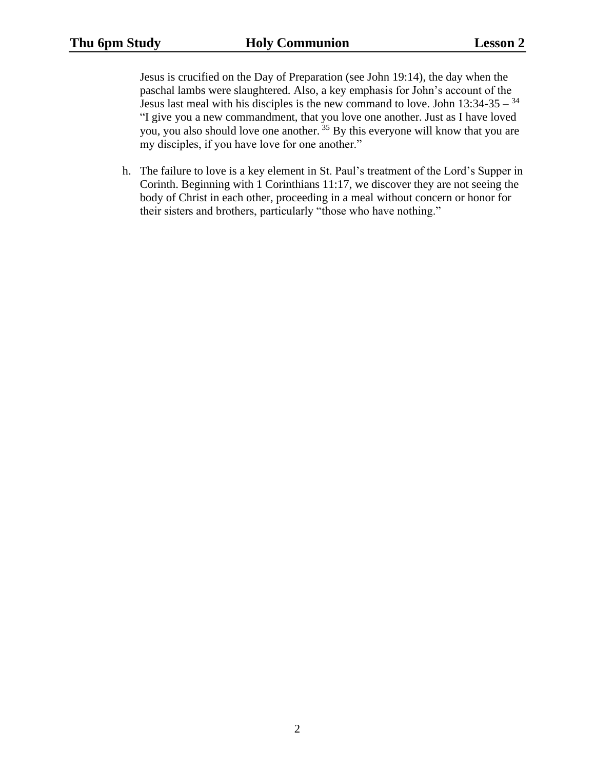Jesus is crucified on the Day of Preparation (see John 19:14), the day when the paschal lambs were slaughtered. Also, a key emphasis for John's account of the Jesus last meal with his disciples is the new command to love. John 13:34-35 – [34] "I give you a new commandment, that you love one another. Just as I have loved you, you also should love one another. [35] By this everyone will know that you are my disciples, if you have love for one another."

h. The failure to love is a key element in St. Paul's treatment of the Lord's Supper in Corinth. Beginning with 1 Corinthians 11:17, we discover they are not seeing the body of Christ in each other, proceeding in a meal without concern or honor for their sisters and brothers, particularly "those who have nothing."